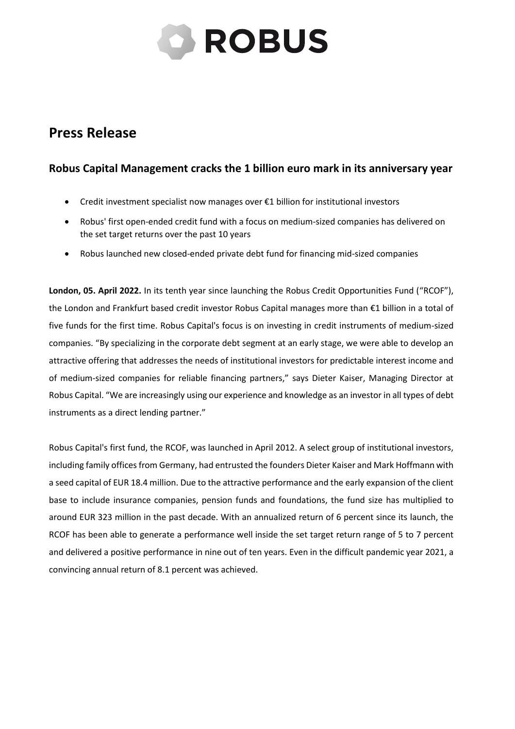# ROBUS

# Press Release

## Robus Capital Management cracks the 1 billion euro mark in its anniversary year

- Credit investment specialist now manages over €1 billion for institutional investors
- Robus' first open-ended credit fund with a focus on medium-sized companies has delivered on the set target returns over the past 10 years
- Robus launched new closed-ended private debt fund for financing mid-sized companies

**London, 05. April 2022.** In its tenth year since launching the Robus Credit Opportunities Fund ("RCOF"), the London and Frankfurt based credit investor Robus Capital manages more than €1 billion in a total of five funds for the first time. Robus Capital's focus is on investing in credit instruments of medium-sized companies. "By specializing in the corporate debt segment at an early stage, we were able to develop an attractive offering that addresses the needs of institutional investors for predictable interest income and of medium-sized companies for reliable financing partners," says Dieter Kaiser, Managing Director at Robus Capital. "We are increasingly using our experience and knowledge as an investor in all types of debt instruments as a direct lending partner."

Robus Capital's first fund, the RCOF, was launched in April 2012. A select group of institutional investors, including family offices from Germany, had entrusted the founders Dieter Kaiser and Mark Hoffmann with a seed capital of EUR 18.4 million. Due to the attractive performance and the early expansion of the client base to include insurance companies, pension funds and foundations, the fund size has multiplied to around EUR 323 million in the past decade. With an annualized return of 6 percent since its launch, the RCOF has been able to generate a performance well inside the set target return range of 5 to 7 percent and delivered a positive performance in nine out of ten years. Even in the difficult pandemic year 2021, a convincing annual return of 8.1 percent was achieved.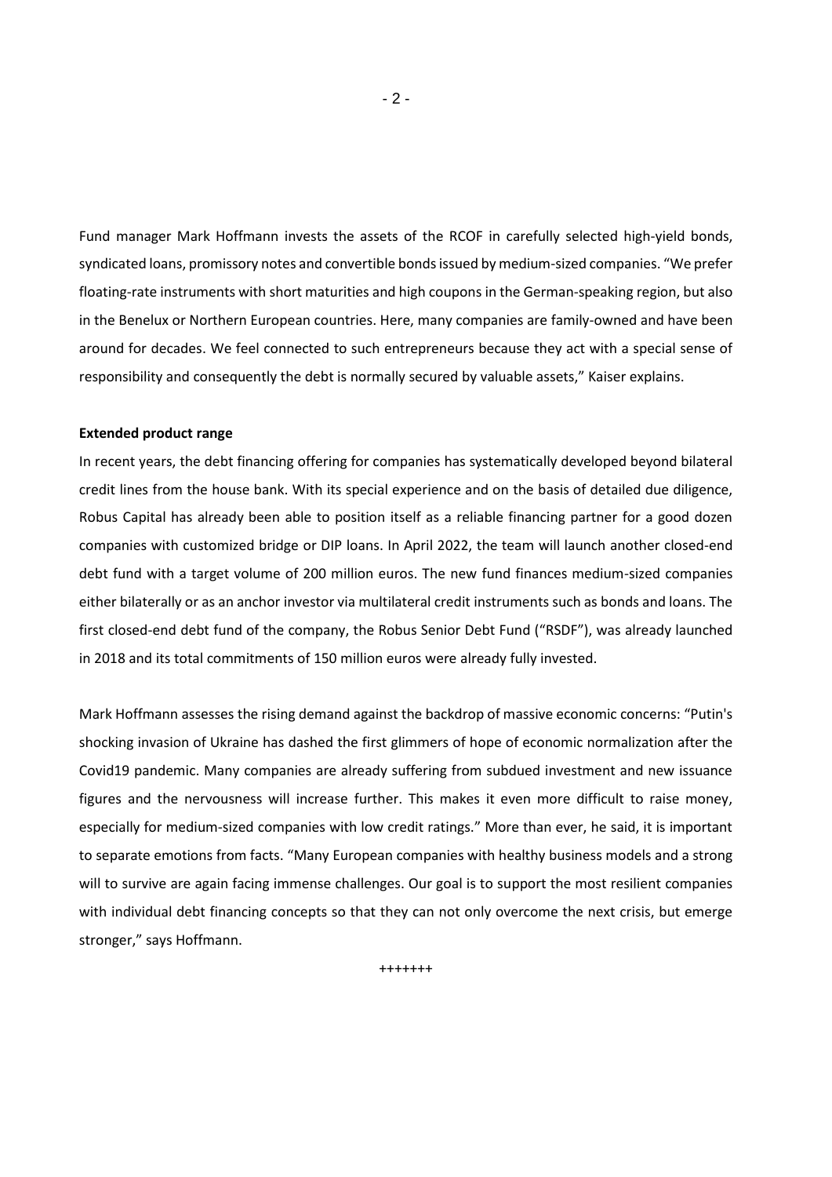Fund manager Mark Hoffmann invests the assets of the RCOF in carefully selected high-yield bonds, syndicated loans, promissory notes and convertible bonds issued by medium-sized companies. "We prefer floating-rate instruments with short maturities and high coupons in the German-speaking region, but also in the Benelux or Northern European countries. Here, many companies are family-owned and have been around for decades. We feel connected to such entrepreneurs because they act with a special sense of responsibility and consequently the debt is normally secured by valuable assets," Kaiser explains.

**Extended product range**

In recent years, the debt financing offering for companies has systematically developed beyond bilateral credit lines from the house bank. With its special experience and on the basis of detailed due diligence, Robus Capital has already been able to position itself as a reliable financing partner for a good dozen companies with customized bridge or DIP loans. In April 2022, the team will launch another closed-end debt fund with a target volume of 200 million euros. The new fund finances medium-sized companies either bilaterally or as an anchor investor via multilateral credit instruments such as bonds and loans. The first closed-end debt fund of the company, the Robus Senior Debt Fund ("RSDF"), was already launched in 2018 and its total commitments of 150 million euros were already fully invested.

Mark Hoffmann assesses the rising demand against the backdrop of massive economic concerns: "Putin's shocking invasion of Ukraine has dashed the first glimmers of hope of economic normalization after the Covid19 pandemic. Many companies are already suffering from subdued investment and new issuance figures and the nervousness will increase further. This makes it even more difficult to raise money, especially for medium-sized companies with low credit ratings." More than ever, he said, it is important to separate emotions from facts. "Many European companies with healthy business models and a strong will to survive are again facing immense challenges. Our goal is to support the most resilient companies with individual debt financing concepts so that they can not only overcome the next crisis, but emerge stronger," says Hoffmann.

+++++++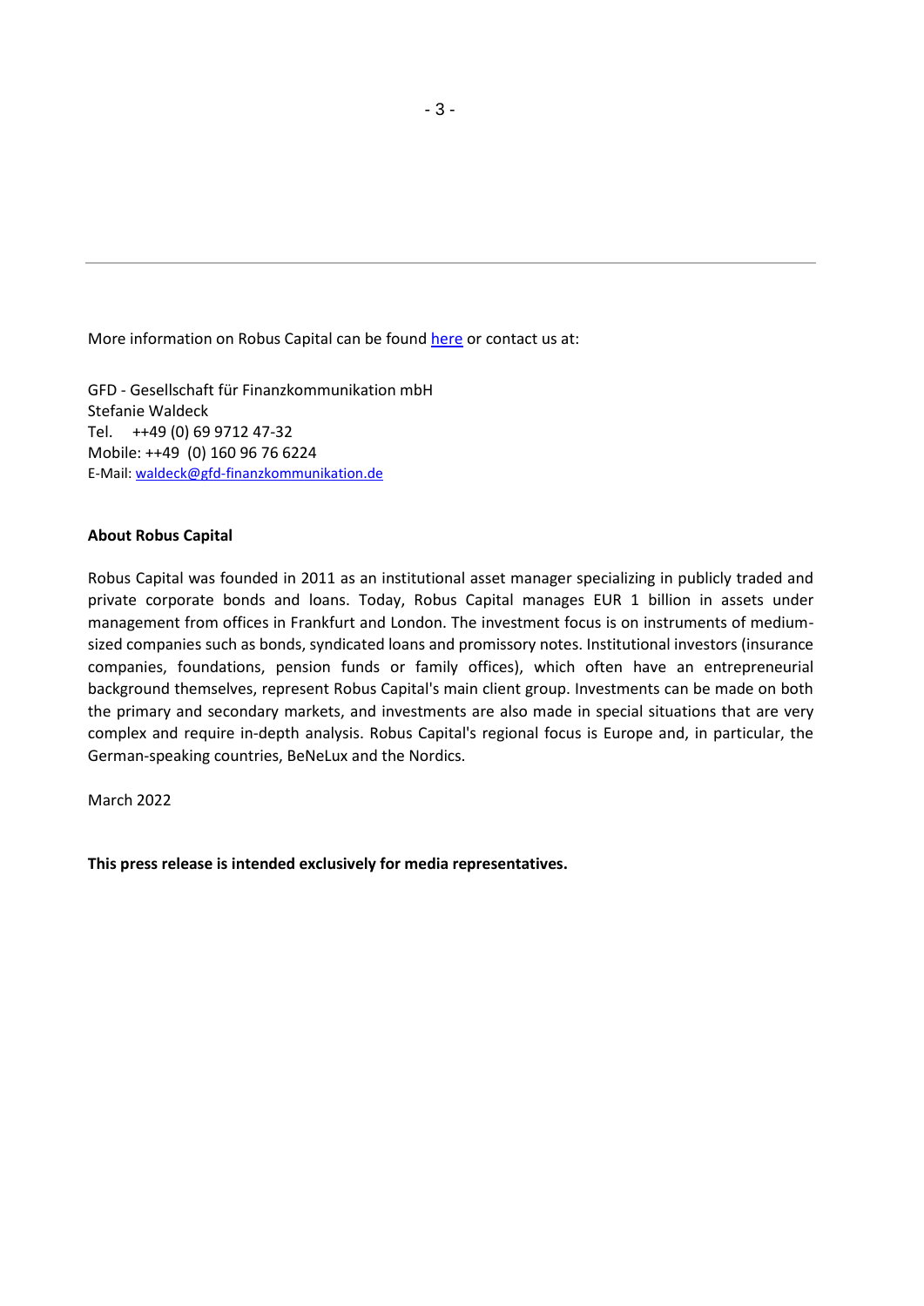More information on Robus Capital can be found here or contact us at:

GFD - Gesellschaft für Finanzkommunikation mbH
Stefanie Waldeck
Tel. ++49 (0) 69 9712 47-32
Mobile: ++49 (0) 160 96 76 6224
E-Mail: waldeck@gfd-finanzkommunikation.de

**About Robus Capital**

Robus Capital was founded in 2011 as an institutional asset manager specializing in publicly traded and private corporate bonds and loans. Today, Robus Capital manages EUR 1 billion in assets under management from offices in Frankfurt and London. The investment focus is on instruments of medium-sized companies such as bonds, syndicated loans and promissory notes. Institutional investors (insurance companies, foundations, pension funds or family offices), which often have an entrepreneurial background themselves, represent Robus Capital's main client group. Investments can be made on both the primary and secondary markets, and investments are also made in special situations that are very complex and require in-depth analysis. Robus Capital's regional focus is Europe and, in particular, the German-speaking countries, BeNeLux and the Nordics.

March 2022

**This press release is intended exclusively for media representatives.**